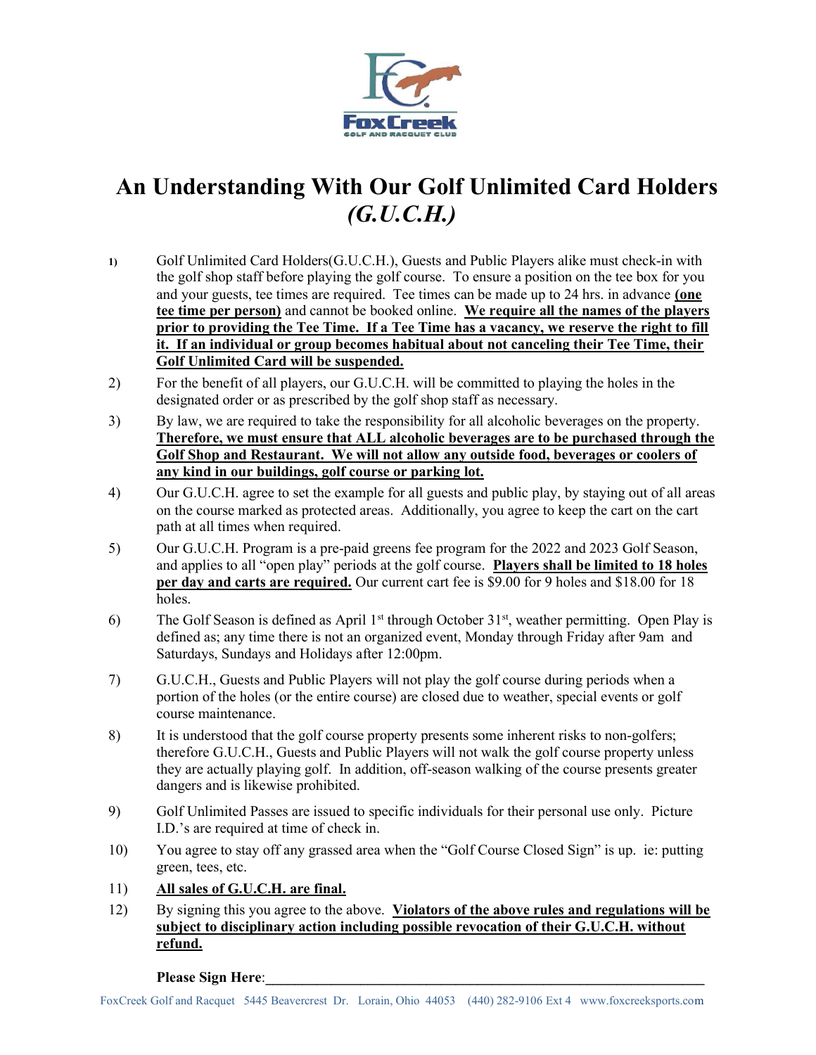FoxCreek

GOLF AND RACQUET CLUB

# An Understanding With Our Golf Unlimited Card Holders *(G.U.C.H.)*

1) Golf Unlimited Card Holders(G.U.C.H.), Guests and Public Players alike must check-in with the golf shop staff before playing the golf course. To ensure a position on the tee box for you and your guests, tee times are required. Tee times can be made up to 24 hrs. in advance **(one tee time per person)** and cannot be booked online. **We require all the names of the players prior to providing the Tee Time. If a Tee Time has a vacancy, we reserve the right to fill it. If an individual or group becomes habitual about not canceling their Tee Time, their Golf Unlimited Card will be suspended.**

2) For the benefit of all players, our G.U.C.H. will be committed to playing the holes in the designated order or as prescribed by the golf shop staff as necessary.

3) By law, we are required to take the responsibility for all alcoholic beverages on the property. **Therefore, we must ensure that ALL alcoholic beverages are to be purchased through the Golf Shop and Restaurant. We will not allow any outside food, beverages or coolers of any kind in our buildings, golf course or parking lot.**

4) Our G.U.C.H. agree to set the example for all guests and public play, by staying out of all areas on the course marked as protected areas. Additionally, you agree to keep the cart on the cart path at all times when required.

5) Our G.U.C.H. Program is a pre-paid greens fee program for the 2022 and 2023 Golf Season, and applies to all "open play" periods at the golf course. **Players shall be limited to 18 holes per day and carts are required.** Our current cart fee is $9.00 for 9 holes and $18.00 for 18 holes.

6) The Golf Season is defined as April 1st through October 31st, weather permitting. Open Play is defined as; any time there is not an organized event, Monday through Friday after 9am and Saturdays, Sundays and Holidays after 12:00pm.

7) G.U.C.H., Guests and Public Players will not play the golf course during periods when a portion of the holes (or the entire course) are closed due to weather, special events or golf course maintenance.

8) It is understood that the golf course property presents some inherent risks to non-golfers; therefore G.U.C.H., Guests and Public Players will not walk the golf course property unless they are actually playing golf. In addition, off-season walking of the course presents greater dangers and is likewise prohibited.

9) Golf Unlimited Passes are issued to specific individuals for their personal use only. Picture I.D.'s are required at time of check in.

10) You agree to stay off any grassed area when the "Golf Course Closed Sign" is up. ie: putting green, tees, etc.

11) **All sales of G.U.C.H. are final.**

12) By signing this you agree to the above. **Violators of the above rules and regulations will be subject to disciplinary action including possible revocation of their G.U.C.H. without refund.**

**Please Sign Here**:\_\_\_\_\_\_\_\_\_\_\_\_\_\_\_\_\_\_\_\_\_\_\_\_\_\_\_\_\_\_\_\_\_\_\_\_\_\_\_\_

FoxCreek Golf and Racquet 5445 Beavercrest Dr. Lorain, Ohio 44053 (440) 282-9106 Ext 4 www.foxcreeksports.com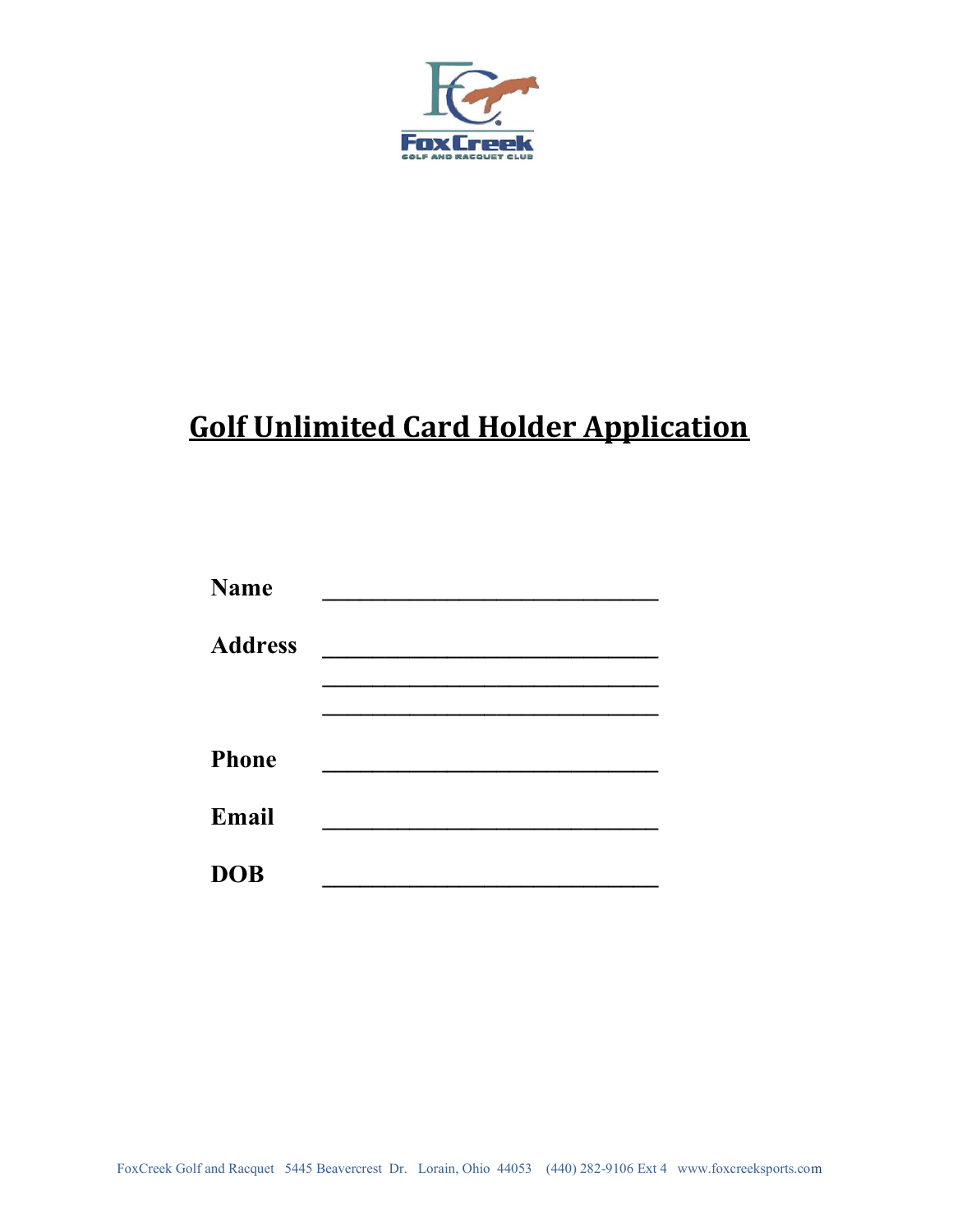# Golf Unlimited Card Holder Application

**Name** ____________________________

**Address** ____________________________

____________________________

____________________________

**Phone** ____________________________

**Email** ____________________________

**DOB** ____________________________

FoxCreek Golf and Racquet 5445 Beavercrest Dr. Lorain, Ohio 44053 (440) 282-9106 Ext 4 www.foxcreeksports.com